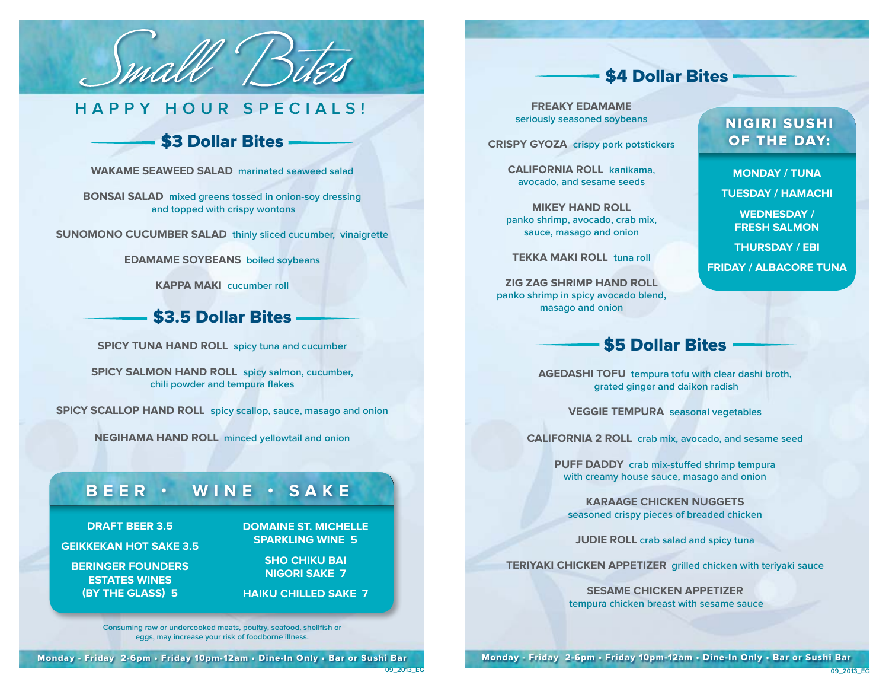# Small Bites

## HAPPY HOUR SPECIALS!

### $3 Dollar Bites

**WAKAME SEAWEED SALAD** marinated seaweed salad

**BONSAI SALAD** mixed greens tossed in onion-soy dressing and topped with crispy wontons

**SUNOMONO CUCUMBER SALAD** thinly sliced cucumber, vinaigrette

**EDAMAME SOYBEANS** boiled soybeans

**KAPPA MAKI** cucumber roll

### $3.5 Dollar Bites

**SPICY TUNA HAND ROLL** spicy tuna and cucumber

**SPICY SALMON HAND ROLL** spicy salmon, cucumber, chili powder and tempura flakes

**SPICY SCALLOP HAND ROLL** spicy scallop, sauce, masago and onion

**NEGIHAMA HAND ROLL** minced yellowtail and onion

### BEER • WINE • SAKE

**DRAFT BEER 3.5**

**GEIKKEKAN HOT SAKE 3.5**

**BERINGER FOUNDERS ESTATES WINES (BY THE GLASS) 5**

**DOMAINE ST. MICHELLE SPARKLING WINE 5**

**SHO CHIKU BAI NIGORI SAKE 7**

**HAIKU CHILLED SAKE 7**

Consuming raw or undercooked meats, poultry, seafood, shellfish or eggs, may increase your risk of foodborne illness.

Monday - Friday 2-6pm • Friday 10pm-12am • Dine-In Only • Bar or Sushi Bar

### $4 Dollar Bites

**FREAKY EDAMAME** seriously seasoned soybeans

**CRISPY GYOZA** crispy pork potstickers

**CALIFORNIA ROLL** kanikama, avocado, and sesame seeds

**MIKEY HAND ROLL** panko shrimp, avocado, crab mix, sauce, masago and onion

**TEKKA MAKI ROLL** tuna roll

**ZIG ZAG SHRIMP HAND ROLL** panko shrimp in spicy avocado blend, masago and onion

### NIGIRI SUSHI OF THE DAY:

**MONDAY / TUNA**

**TUESDAY / HAMACHI**

**WEDNESDAY / FRESH SALMON**

**THURSDAY / EBI**

**FRIDAY / ALBACORE TUNA**

### $5 Dollar Bites

**AGEDASHI TOFU** tempura tofu with clear dashi broth, grated ginger and daikon radish

**VEGGIE TEMPURA** seasonal vegetables

**CALIFORNIA 2 ROLL** crab mix, avocado, and sesame seed

**PUFF DADDY** crab mix-stuffed shrimp tempura with creamy house sauce, masago and onion

**KARAAGE CHICKEN NUGGETS** seasoned crispy pieces of breaded chicken

**JUDIE ROLL** crab salad and spicy tuna

**TERIYAKI CHICKEN APPETIZER** grilled chicken with teriyaki sauce

**SESAME CHICKEN APPETIZER** tempura chicken breast with sesame sauce

Monday - Friday 2-6pm • Friday 10pm-12am • Dine-In Only • Bar or Sushi Bar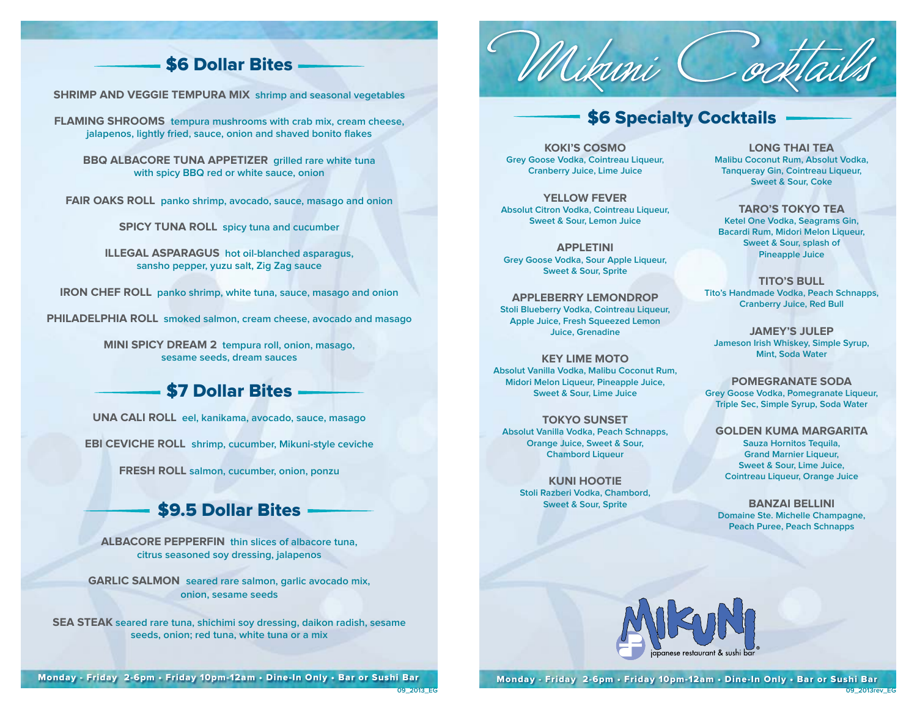## $6 Dollar Bites

**SHRIMP AND VEGGIE TEMPURA MIX** shrimp and seasonal vegetables

**FLAMING SHROOMS** tempura mushrooms with crab mix, cream cheese, jalapenos, lightly fried, sauce, onion and shaved bonito flakes

**BBQ ALBACORE TUNA APPETIZER** grilled rare white tuna with spicy BBQ red or white sauce, onion

**FAIR OAKS ROLL** panko shrimp, avocado, sauce, masago and onion

**SPICY TUNA ROLL** spicy tuna and cucumber

**ILLEGAL ASPARAGUS** hot oil-blanched asparagus, sansho pepper, yuzu salt, Zig Zag sauce

**IRON CHEF ROLL** panko shrimp, white tuna, sauce, masago and onion

**PHILADELPHIA ROLL** smoked salmon, cream cheese, avocado and masago

**MINI SPICY DREAM 2** tempura roll, onion, masago, sesame seeds, dream sauces

## $7 Dollar Bites

**UNA CALI ROLL** eel, kanikama, avocado, sauce, masago

**EBI CEVICHE ROLL** shrimp, cucumber, Mikuni-style ceviche

**FRESH ROLL** salmon, cucumber, onion, ponzu

## $9.5 Dollar Bites

**ALBACORE PEPPERFIN** thin slices of albacore tuna, citrus seasoned soy dressing, jalapenos

**GARLIC SALMON** seared rare salmon, garlic avocado mix, onion, sesame seeds

**SEA STEAK** seared rare tuna, shichimi soy dressing, daikon radish, sesame seeds, onion; red tuna, white tuna or a mix

Monday - Friday 2-6pm • Friday 10pm-12am • Dine-In Only • Bar or Sushi Bar

09_2013_EG

# Mikuni Cocktails

## $6 Specialty Cocktails

**KOKI'S COSMO**
Grey Goose Vodka, Cointreau Liqueur, Cranberry Juice, Lime Juice

**YELLOW FEVER**
Absolut Citron Vodka, Cointreau Liqueur, Sweet & Sour, Lemon Juice

**APPLETINI**
Grey Goose Vodka, Sour Apple Liqueur, Sweet & Sour, Sprite

**APPLEBERRY LEMONDROP**
Stoli Blueberry Vodka, Cointreau Liqueur, Apple Juice, Fresh Squeezed Lemon Juice, Grenadine

**KEY LIME MOTO**
Absolut Vanilla Vodka, Malibu Coconut Rum, Midori Melon Liqueur, Pineapple Juice, Sweet & Sour, Lime Juice

**TOKYO SUNSET**
Absolut Vanilla Vodka, Peach Schnapps, Orange Juice, Sweet & Sour, Chambord Liqueur

**KUNI HOOTIE**
Stoli Razberi Vodka, Chambord, Sweet & Sour, Sprite

**LONG THAI TEA**
Malibu Coconut Rum, Absolut Vodka, Tanqueray Gin, Cointreau Liqueur, Sweet & Sour, Coke

**TARO'S TOKYO TEA**
Ketel One Vodka, Seagrams Gin, Bacardi Rum, Midori Melon Liqueur, Sweet & Sour, splash of Pineapple Juice

**TITO'S BULL**
Tito's Handmade Vodka, Peach Schnapps, Cranberry Juice, Red Bull

**JAMEY'S JULEP**
Jameson Irish Whiskey, Simple Syrup, Mint, Soda Water

**POMEGRANATE SODA**
Grey Goose Vodka, Pomegranate Liqueur, Triple Sec, Simple Syrup, Soda Water

**GOLDEN KUMA MARGARITA**
Sauza Hornitos Tequila, Grand Marnier Liqueur, Sweet & Sour, Lime Juice, Cointreau Liqueur, Orange Juice

**BANZAI BELLINI**
Domaine Ste. Michelle Champagne, Peach Puree, Peach Schnapps

MIKUNI japanese restaurant & sushi bar®

Monday - Friday 2-6pm • Friday 10pm-12am • Dine-In Only • Bar or Sushi Bar

09_2013rev_EG